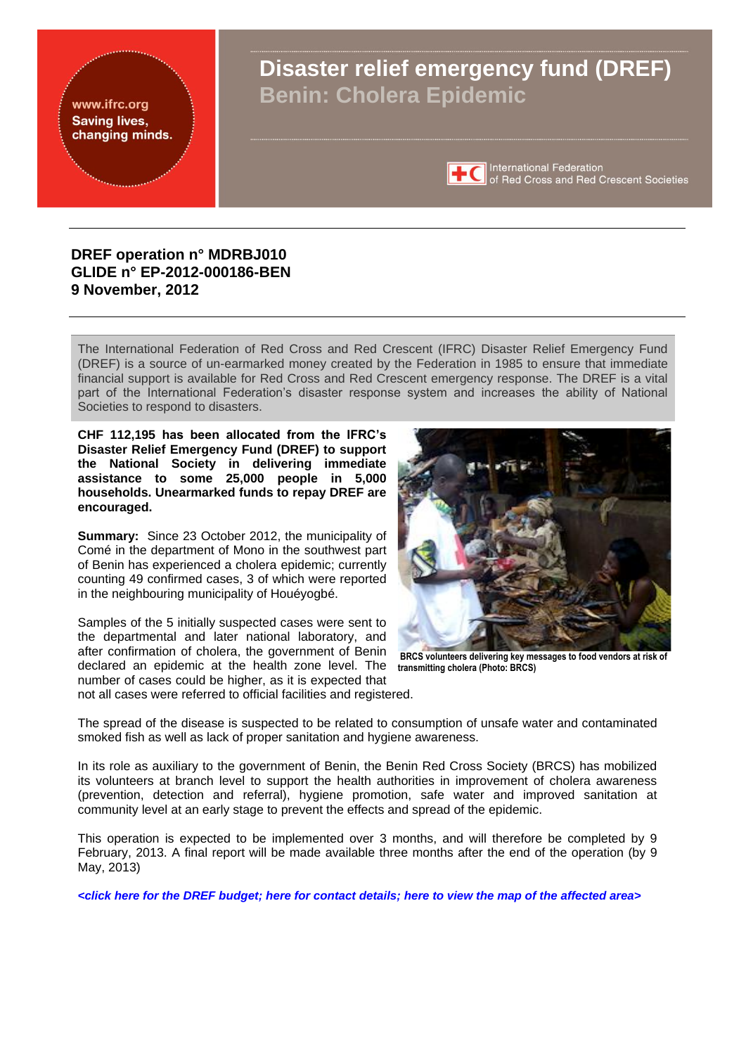www.ifrc.org
Saving lives, changing minds.

# Disaster relief emergency fund (DREF)
## Benin: Cholera Epidemic

International Federation of Red Cross and Red Crescent Societies

**DREF operation n° MDRBJ010**
**GLIDE n° EP-2012-000186-BEN**
**9 November, 2012**

The International Federation of Red Cross and Red Crescent (IFRC) Disaster Relief Emergency Fund (DREF) is a source of un-earmarked money created by the Federation in 1985 to ensure that immediate financial support is available for Red Cross and Red Crescent emergency response. The DREF is a vital part of the International Federation's disaster response system and increases the ability of National Societies to respond to disasters.

**CHF 112,195 has been allocated from the IFRC's Disaster Relief Emergency Fund (DREF) to support the National Society in delivering immediate assistance to some 25,000 people in 5,000 households. Unearmarked funds to repay DREF are encouraged.**

**Summary:** Since 23 October 2012, the municipality of Comé in the department of Mono in the southwest part of Benin has experienced a cholera epidemic; currently counting 49 confirmed cases, 3 of which were reported in the neighbouring municipality of Houéyogbé.

Samples of the 5 initially suspected cases were sent to the departmental and later national laboratory, and after confirmation of cholera, the government of Benin declared an epidemic at the health zone level. The number of cases could be higher, as it is expected that not all cases were referred to official facilities and registered.

BRCS volunteers delivering key messages to food vendors at risk of transmitting cholera (Photo: BRCS)

The spread of the disease is suspected to be related to consumption of unsafe water and contaminated smoked fish as well as lack of proper sanitation and hygiene awareness.

In its role as auxiliary to the government of Benin, the Benin Red Cross Society (BRCS) has mobilized its volunteers at branch level to support the health authorities in improvement of cholera awareness (prevention, detection and referral), hygiene promotion, safe water and improved sanitation at community level at an early stage to prevent the effects and spread of the epidemic.

This operation is expected to be implemented over 3 months, and will therefore be completed by 9 February, 2013. A final report will be made available three months after the end of the operation (by 9 May, 2013)

*<click here for the DREF budget; here for contact details; here to view the map of the affected area>*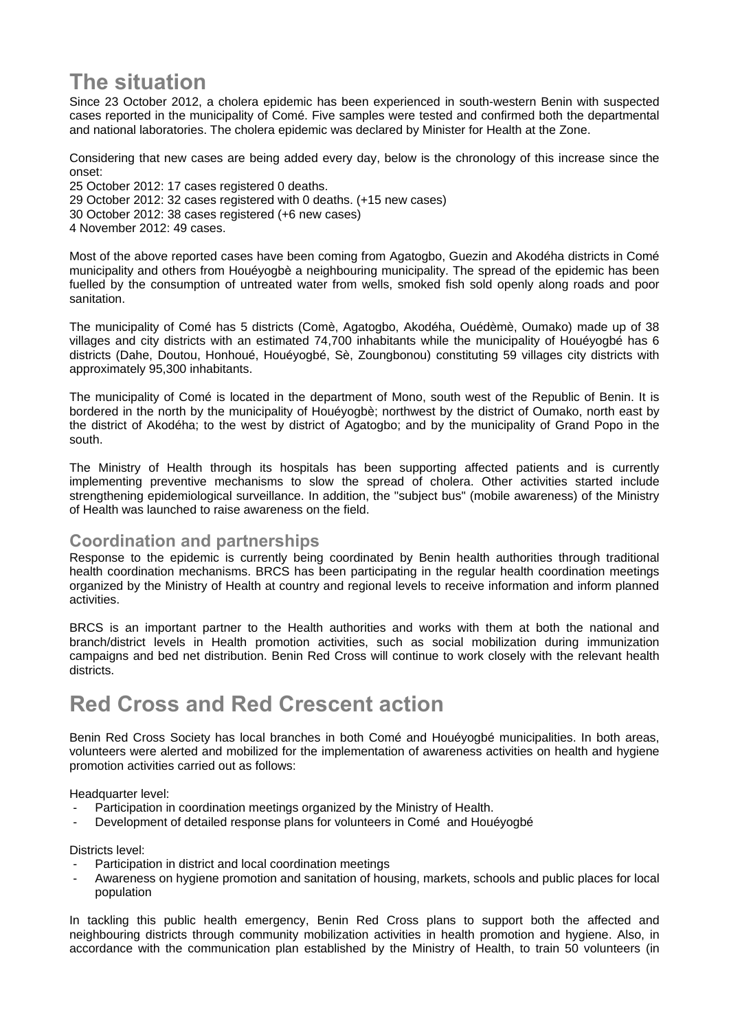# The situation

Since 23 October 2012, a cholera epidemic has been experienced in south-western Benin with suspected cases reported in the municipality of Comé. Five samples were tested and confirmed both the departmental and national laboratories. The cholera epidemic was declared by Minister for Health at the Zone.

Considering that new cases are being added every day, below is the chronology of this increase since the onset:
25 October 2012: 17 cases registered 0 deaths.
29 October 2012: 32 cases registered with 0 deaths. (+15 new cases)
30 October 2012: 38 cases registered (+6 new cases)
4 November 2012: 49 cases.

Most of the above reported cases have been coming from Agatogbo, Guezin and Akodéha districts in Comé municipality and others from Houéyogbè a neighbouring municipality. The spread of the epidemic has been fuelled by the consumption of untreated water from wells, smoked fish sold openly along roads and poor sanitation.

The municipality of Comé has 5 districts (Comè, Agatogbo, Akodéha, Ouédèmè, Oumako) made up of 38 villages and city districts with an estimated 74,700 inhabitants while the municipality of Houéyogbé has 6 districts (Dahe, Doutou, Honhoué, Houéyogbé, Sè, Zoungbonou) constituting 59 villages city districts with approximately 95,300 inhabitants.

The municipality of Comé is located in the department of Mono, south west of the Republic of Benin. It is bordered in the north by the municipality of Houéyogbè; northwest by the district of Oumako, north east by the district of Akodéha; to the west by district of Agatogbo; and by the municipality of Grand Popo in the south.

The Ministry of Health through its hospitals has been supporting affected patients and is currently implementing preventive mechanisms to slow the spread of cholera. Other activities started include strengthening epidemiological surveillance. In addition, the "subject bus" (mobile awareness) of the Ministry of Health was launched to raise awareness on the field.

## Coordination and partnerships

Response to the epidemic is currently being coordinated by Benin health authorities through traditional health coordination mechanisms. BRCS has been participating in the regular health coordination meetings organized by the Ministry of Health at country and regional levels to receive information and inform planned activities.

BRCS is an important partner to the Health authorities and works with them at both the national and branch/district levels in Health promotion activities, such as social mobilization during immunization campaigns and bed net distribution. Benin Red Cross will continue to work closely with the relevant health districts.

# Red Cross and Red Crescent action

Benin Red Cross Society has local branches in both Comé and Houéyogbé municipalities. In both areas, volunteers were alerted and mobilized for the implementation of awareness activities on health and hygiene promotion activities carried out as follows:

Headquarter level:

- Participation in coordination meetings organized by the Ministry of Health.
- Development of detailed response plans for volunteers in Comé and Houéyogbé

Districts level:

- Participation in district and local coordination meetings
- Awareness on hygiene promotion and sanitation of housing, markets, schools and public places for local population

In tackling this public health emergency, Benin Red Cross plans to support both the affected and neighbouring districts through community mobilization activities in health promotion and hygiene. Also, in accordance with the communication plan established by the Ministry of Health, to train 50 volunteers (in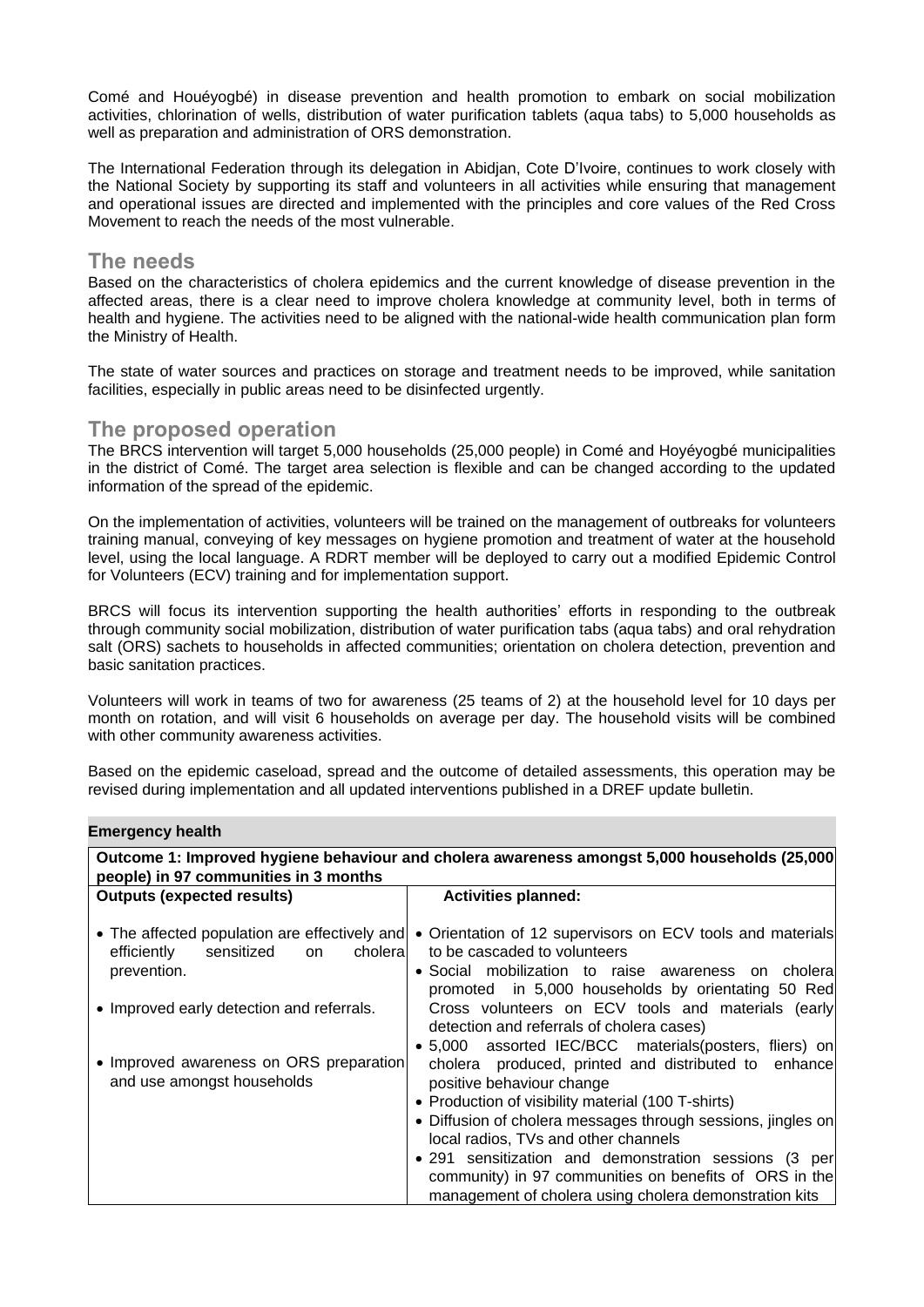Comé and Houéyogbé) in disease prevention and health promotion to embark on social mobilization activities, chlorination of wells, distribution of water purification tablets (aqua tabs) to 5,000 households as well as preparation and administration of ORS demonstration.

The International Federation through its delegation in Abidjan, Cote D'Ivoire, continues to work closely with the National Society by supporting its staff and volunteers in all activities while ensuring that management and operational issues are directed and implemented with the principles and core values of the Red Cross Movement to reach the needs of the most vulnerable.

## The needs

Based on the characteristics of cholera epidemics and the current knowledge of disease prevention in the affected areas, there is a clear need to improve cholera knowledge at community level, both in terms of health and hygiene. The activities need to be aligned with the national-wide health communication plan form the Ministry of Health.

The state of water sources and practices on storage and treatment needs to be improved, while sanitation facilities, especially in public areas need to be disinfected urgently.

## The proposed operation

The BRCS intervention will target 5,000 households (25,000 people) in Comé and Hoyéyogbé municipalities in the district of Comé. The target area selection is flexible and can be changed according to the updated information of the spread of the epidemic.

On the implementation of activities, volunteers will be trained on the management of outbreaks for volunteers training manual, conveying of key messages on hygiene promotion and treatment of water at the household level, using the local language. A RDRT member will be deployed to carry out a modified Epidemic Control for Volunteers (ECV) training and for implementation support.

BRCS will focus its intervention supporting the health authorities' efforts in responding to the outbreak through community social mobilization, distribution of water purification tabs (aqua tabs) and oral rehydration salt (ORS) sachets to households in affected communities; orientation on cholera detection, prevention and basic sanitation practices.

Volunteers will work in teams of two for awareness (25 teams of 2) at the household level for 10 days per month on rotation, and will visit 6 households on average per day. The household visits will be combined with other community awareness activities.

Based on the epidemic caseload, spread and the outcome of detailed assessments, this operation may be revised during implementation and all updated interventions published in a DREF update bulletin.

**Emergency health**

| **Outcome 1: Improved hygiene behaviour and cholera awareness amongst 5,000 households (25,000 people) in 97 communities in 3 months** | |
|---|---|
| **Outputs (expected results)** | **Activities planned:** |
| • The affected population are effectively and efficiently sensitized on cholera prevention.<br><br>• Improved early detection and referrals.<br><br>• Improved awareness on ORS preparation and use amongst households | • Orientation of 12 supervisors on ECV tools and materials to be cascaded to volunteers<br>• Social mobilization to raise awareness on cholera promoted in 5,000 households by orientating 50 Red Cross volunteers on ECV tools and materials (early detection and referrals of cholera cases)<br>• 5,000 assorted IEC/BCC materials(posters, fliers) on cholera produced, printed and distributed to enhance positive behaviour change<br>• Production of visibility material (100 T-shirts)<br>• Diffusion of cholera messages through sessions, jingles on local radios, TVs and other channels<br>• 291 sensitization and demonstration sessions (3 per community) in 97 communities on benefits of ORS in the management of cholera using cholera demonstration kits |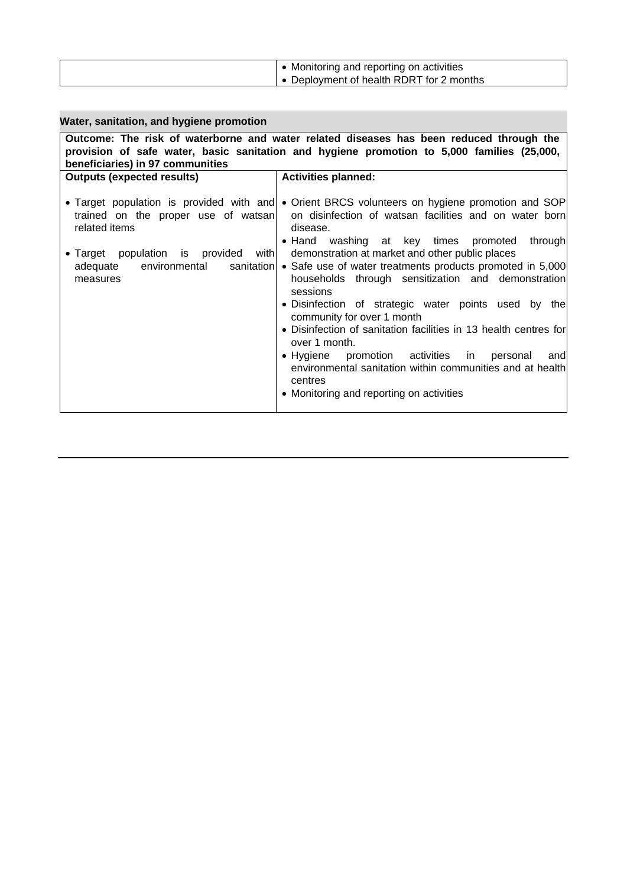| | |
|---|---|
| | • Monitoring and reporting on activities<br>• Deployment of health RDRT for 2 months |

| **Water, sanitation, and hygiene promotion** | |
|---|---|
| **Outcome: The risk of waterborne and water related diseases has been reduced through the provision of safe water, basic sanitation and hygiene promotion to 5,000 families (25,000, beneficiaries) in 97 communities** | |
| **Outputs (expected results)** | **Activities planned:** |
| • Target population is provided with and trained on the proper use of watsan related items<br>• Target population is provided with adequate environmental sanitation measures | • Orient BRCS volunteers on hygiene promotion and SOP on disinfection of watsan facilities and on water born disease.<br>• Hand washing at key times promoted through demonstration at market and other public places<br>• Safe use of water treatments products promoted in 5,000 households through sensitization and demonstration sessions<br>• Disinfection of strategic water points used by the community for over 1 month<br>• Disinfection of sanitation facilities in 13 health centres for over 1 month.<br>• Hygiene promotion activities in personal and environmental sanitation within communities and at health centres<br>• Monitoring and reporting on activities |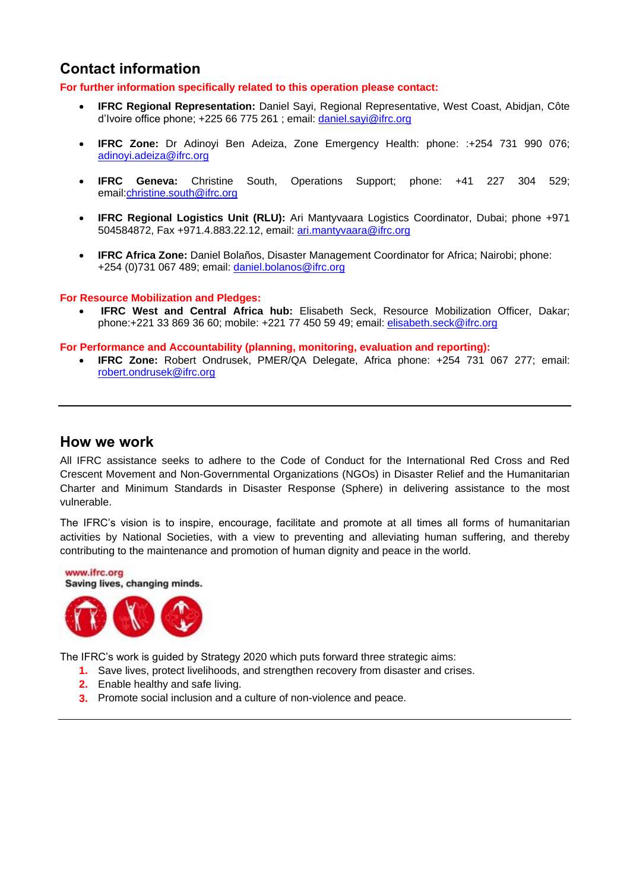## Contact information

**For further information specifically related to this operation please contact:**

- **IFRC Regional Representation:** Daniel Sayi, Regional Representative, West Coast, Abidjan, Côte d'Ivoire office phone; +225 66 775 261 ; email: daniel.sayi@ifrc.org
- **IFRC Zone:** Dr Adinoyi Ben Adeiza, Zone Emergency Health: phone: :+254 731 990 076; adinoyi.adeiza@ifrc.org
- **IFRC Geneva:** Christine South, Operations Support; phone: +41 227 304 529; email:christine.south@ifrc.org
- **IFRC Regional Logistics Unit (RLU):** Ari Mantyvaara Logistics Coordinator, Dubai; phone +971 504584872, Fax +971.4.883.22.12, email: ari.mantyvaara@ifrc.org
- **IFRC Africa Zone:** Daniel Bolaños, Disaster Management Coordinator for Africa; Nairobi; phone: +254 (0)731 067 489; email: daniel.bolanos@ifrc.org

**For Resource Mobilization and Pledges:**

- **IFRC West and Central Africa hub:** Elisabeth Seck, Resource Mobilization Officer, Dakar; phone:+221 33 869 36 60; mobile: +221 77 450 59 49; email: elisabeth.seck@ifrc.org

**For Performance and Accountability (planning, monitoring, evaluation and reporting):**

- **IFRC Zone:** Robert Ondrusek, PMER/QA Delegate, Africa phone: +254 731 067 277; email: robert.ondrusek@ifrc.org

---

## How we work

All IFRC assistance seeks to adhere to the Code of Conduct for the International Red Cross and Red Crescent Movement and Non-Governmental Organizations (NGOs) in Disaster Relief and the Humanitarian Charter and Minimum Standards in Disaster Response (Sphere) in delivering assistance to the most vulnerable.

The IFRC's vision is to inspire, encourage, facilitate and promote at all times all forms of humanitarian activities by National Societies, with a view to preventing and alleviating human suffering, and thereby contributing to the maintenance and promotion of human dignity and peace in the world.

www.ifrc.org
Saving lives, changing minds.

The IFRC's work is guided by Strategy 2020 which puts forward three strategic aims:

1. Save lives, protect livelihoods, and strengthen recovery from disaster and crises.
2. Enable healthy and safe living.
3. Promote social inclusion and a culture of non-violence and peace.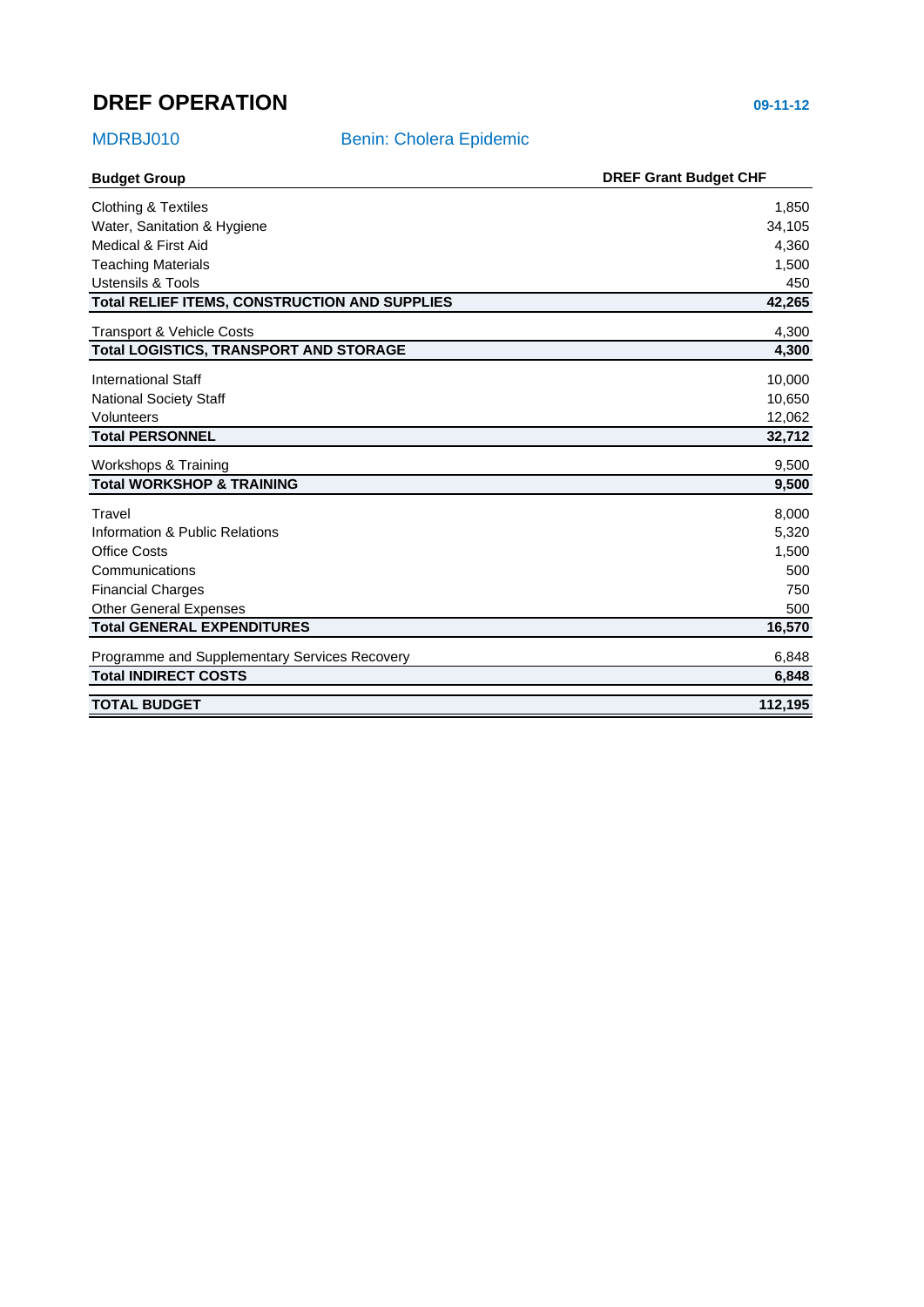# DREF OPERATION

**09-11-12**

MDRBJ010 Benin: Cholera Epidemic

| Budget Group | DREF Grant Budget CHF |
|---|---|
| Clothing & Textiles | 1,850 |
| Water, Sanitation & Hygiene | 34,105 |
| Medical & First Aid | 4,360 |
| Teaching Materials | 1,500 |
| Ustensils & Tools | 450 |
| **Total RELIEF ITEMS, CONSTRUCTION AND SUPPLIES** | **42,265** |
| Transport & Vehicle Costs | 4,300 |
| **Total LOGISTICS, TRANSPORT AND STORAGE** | **4,300** |
| International Staff | 10,000 |
| National Society Staff | 10,650 |
| Volunteers | 12,062 |
| **Total PERSONNEL** | **32,712** |
| Workshops & Training | 9,500 |
| **Total WORKSHOP & TRAINING** | **9,500** |
| Travel | 8,000 |
| Information & Public Relations | 5,320 |
| Office Costs | 1,500 |
| Communications | 500 |
| Financial Charges | 750 |
| Other General Expenses | 500 |
| **Total GENERAL EXPENDITURES** | **16,570** |
| Programme and Supplementary Services Recovery | 6,848 |
| **Total INDIRECT COSTS** | **6,848** |
| **TOTAL BUDGET** | **112,195** |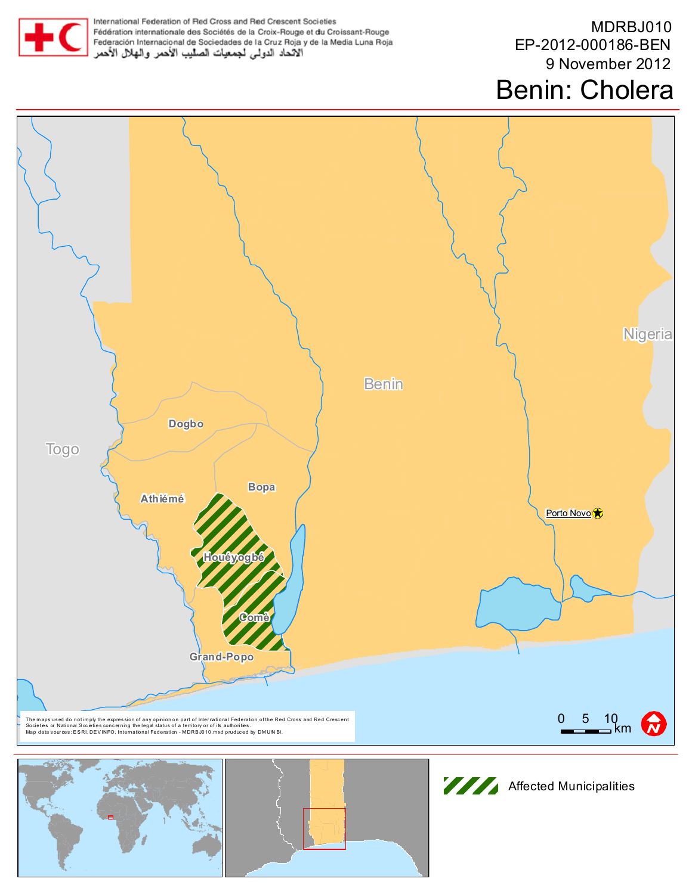International Federation of Red Cross and Red Crescent Societies
Fédération internationale des Sociétés de la Croix-Rouge et du Croissant-Rouge
Federación Internacional de Sociedades de la Cruz Roja y de la Media Luna Roja
الاتحاد الدولي لجمعيات الصليب الأحمر والهلال الأحمر

MDRBJ010
EP-2012-000186-BEN
9 November 2012

# Benin: Cholera

Nigeria

Benin

Togo

Dogbo

Bopa

Athiémé

Houéyogbé

Comè

Grand-Popo

Porto Novo

The maps used do not imply the expression of any opinion on part of International Federation of the Red Cross and Red Crescent Societies or National Societies concerning the legal status of a territory or of its authorities.
Map data sources: ESRI, DEVINFO, International Federation - MDRBJ010.mxd produced by DMU/NBI.

0 5 10 km

Affected Municipalities